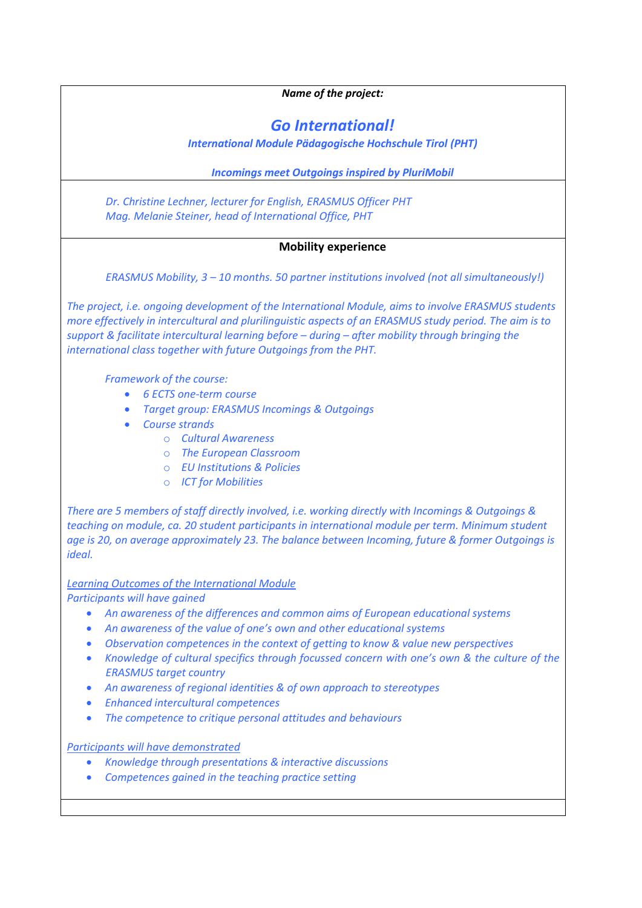*Name of the project:*

## *Go International!*

***International Module Pädagogische Hochschule Tirol (PHT)***

***Incomings meet Outgoings inspired by PluriMobil***

*Dr. Christine Lechner, lecturer for English, ERASMUS Officer PHT*
*Mag. Melanie Steiner, head of International Office, PHT*

**Mobility experience**

*ERASMUS Mobility, 3 – 10 months. 50 partner institutions involved (not all simultaneously!)*

*The project, i.e. ongoing development of the International Module, aims to involve ERASMUS students more effectively in intercultural and plurilinguistic aspects of an ERASMUS study period. The aim is to support & facilitate intercultural learning before – during – after mobility through bringing the international class together with future Outgoings from the PHT.*

*Framework of the course:*

- *6 ECTS one-term course*
- *Target group: ERASMUS Incomings & Outgoings*
- *Course strands*
  - *Cultural Awareness*
  - *The European Classroom*
  - *EU Institutions & Policies*
  - *ICT for Mobilities*

*There are 5 members of staff directly involved, i.e. working directly with Incomings & Outgoings & teaching on module, ca. 20 student participants in international module per term. Minimum student age is 20, on average approximately 23. The balance between Incoming, future & former Outgoings is ideal.*

*Learning Outcomes of the International Module*
*Participants will have gained*

- *An awareness of the differences and common aims of European educational systems*
- *An awareness of the value of one's own and other educational systems*
- *Observation competences in the context of getting to know & value new perspectives*
- *Knowledge of cultural specifics through focussed concern with one's own & the culture of the ERASMUS target country*
- *An awareness of regional identities & of own approach to stereotypes*
- *Enhanced intercultural competences*
- *The competence to critique personal attitudes and behaviours*

*Participants will have demonstrated*

- *Knowledge through presentations & interactive discussions*
- *Competences gained in the teaching practice setting*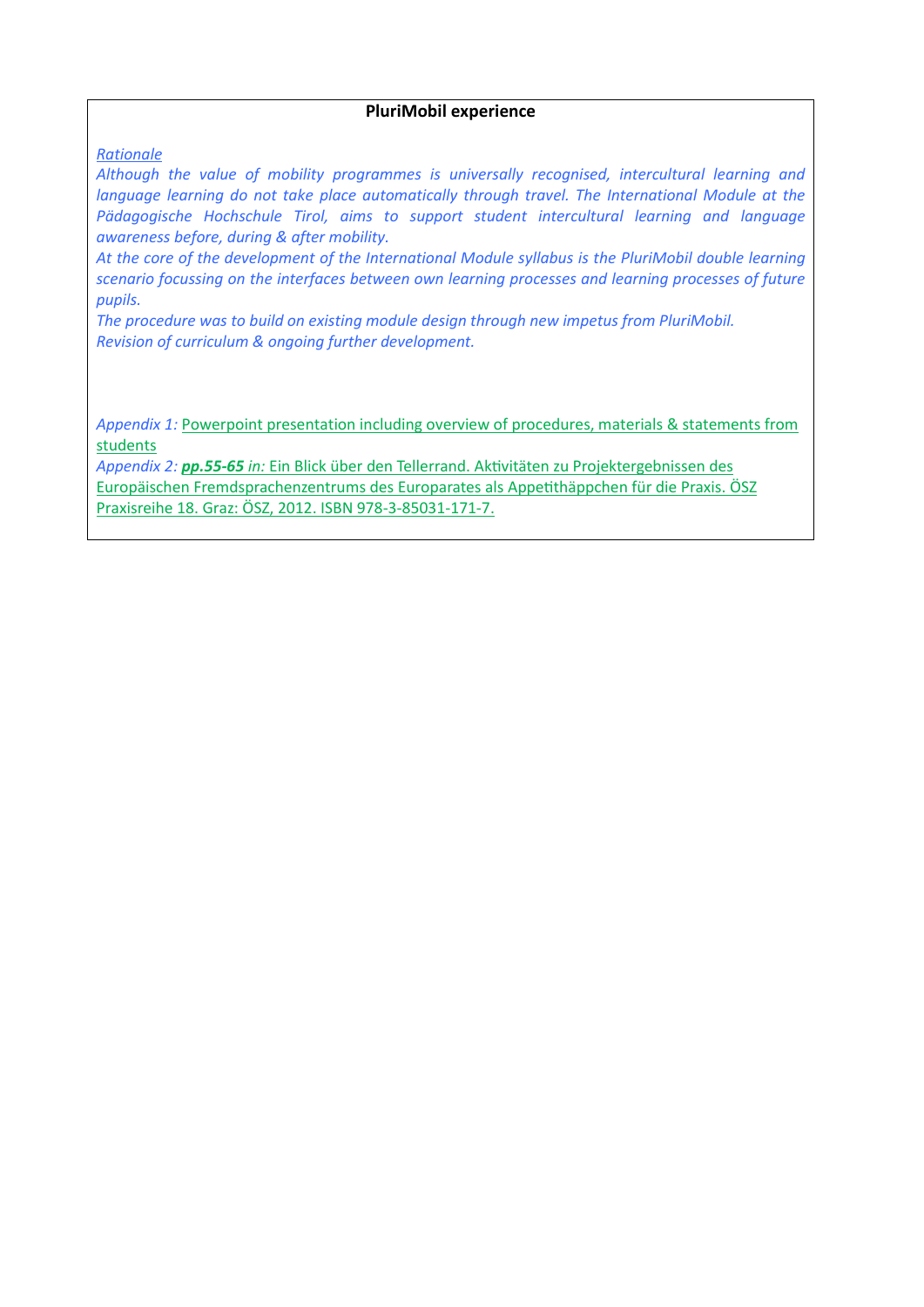## PluriMobil experience

*Rationale*

*Although the value of mobility programmes is universally recognised, intercultural learning and language learning do not take place automatically through travel. The International Module at the Pädagogische Hochschule Tirol, aims to support student intercultural learning and language awareness before, during & after mobility.*

*At the core of the development of the International Module syllabus is the PluriMobil double learning scenario focussing on the interfaces between own learning processes and learning processes of future pupils.*

*The procedure was to build on existing module design through new impetus from PluriMobil.*

*Revision of curriculum & ongoing further development.*

*Appendix 1:* Powerpoint presentation including overview of procedures, materials & statements from students

*Appendix 2:* ***pp.55-65*** *in:* Ein Blick über den Tellerrand. Aktivitäten zu Projektergebnissen des Europäischen Fremdsprachenzentrums des Europarates als Appetithäppchen für die Praxis. ÖSZ Praxisreihe 18. Graz: ÖSZ, 2012. ISBN 978-3-85031-171-7.